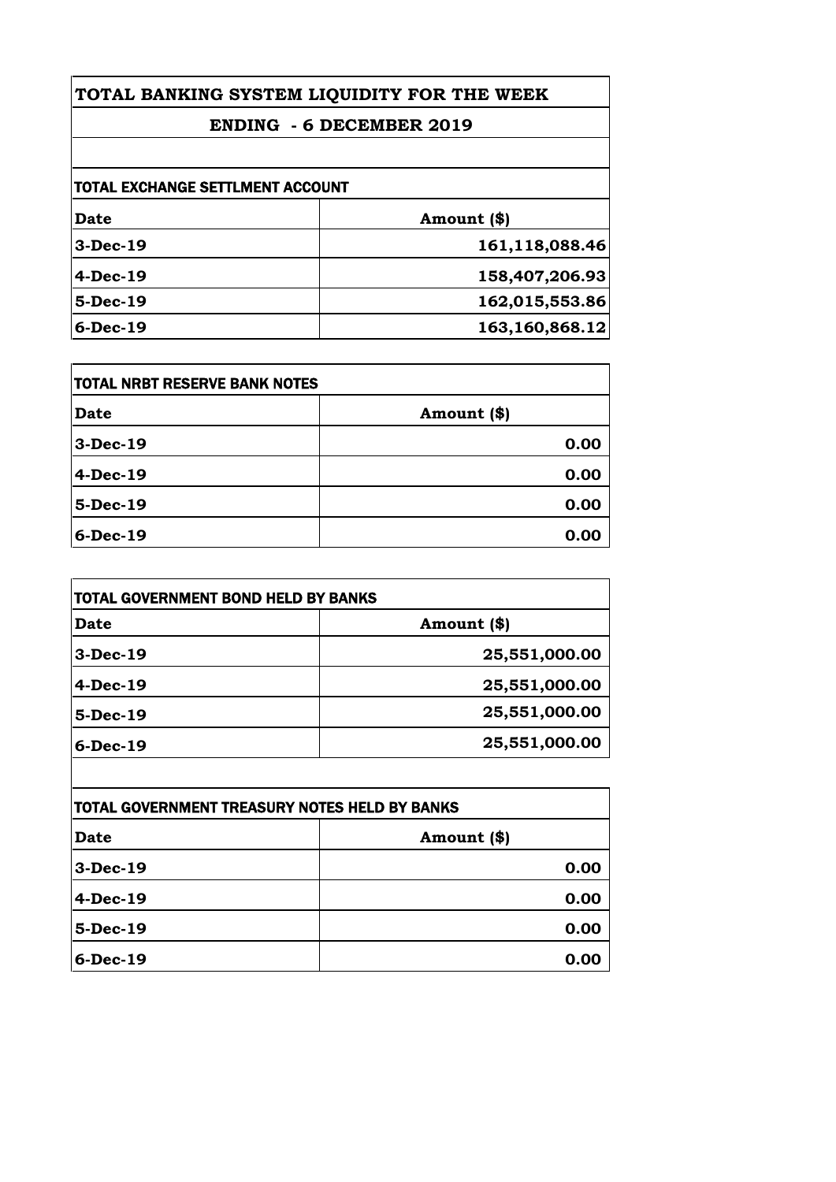# TOTAL BANKING SYSTEM LIQUIDITY FOR THE WEEK

## ENDING - 6 DECEMBER 2019

### TOTAL EXCHANGE SETTLMENT ACCOUNT

| Date | Amount ($) |
|---|---|
| 3-Dec-19 | 161,118,088.46 |
| 4-Dec-19 | 158,407,206.93 |
| 5-Dec-19 | 162,015,553.86 |
| 6-Dec-19 | 163,160,868.12 |

### TOTAL NRBT RESERVE BANK NOTES

| Date | Amount ($) |
|---|---|
| 3-Dec-19 | 0.00 |
| 4-Dec-19 | 0.00 |
| 5-Dec-19 | 0.00 |
| 6-Dec-19 | 0.00 |

### TOTAL GOVERNMENT BOND HELD BY BANKS

| Date | Amount ($) |
|---|---|
| 3-Dec-19 | 25,551,000.00 |
| 4-Dec-19 | 25,551,000.00 |
| 5-Dec-19 | 25,551,000.00 |
| 6-Dec-19 | 25,551,000.00 |

### TOTAL GOVERNMENT TREASURY NOTES HELD BY BANKS

| Date | Amount ($) |
|---|---|
| 3-Dec-19 | 0.00 |
| 4-Dec-19 | 0.00 |
| 5-Dec-19 | 0.00 |
| 6-Dec-19 | 0.00 |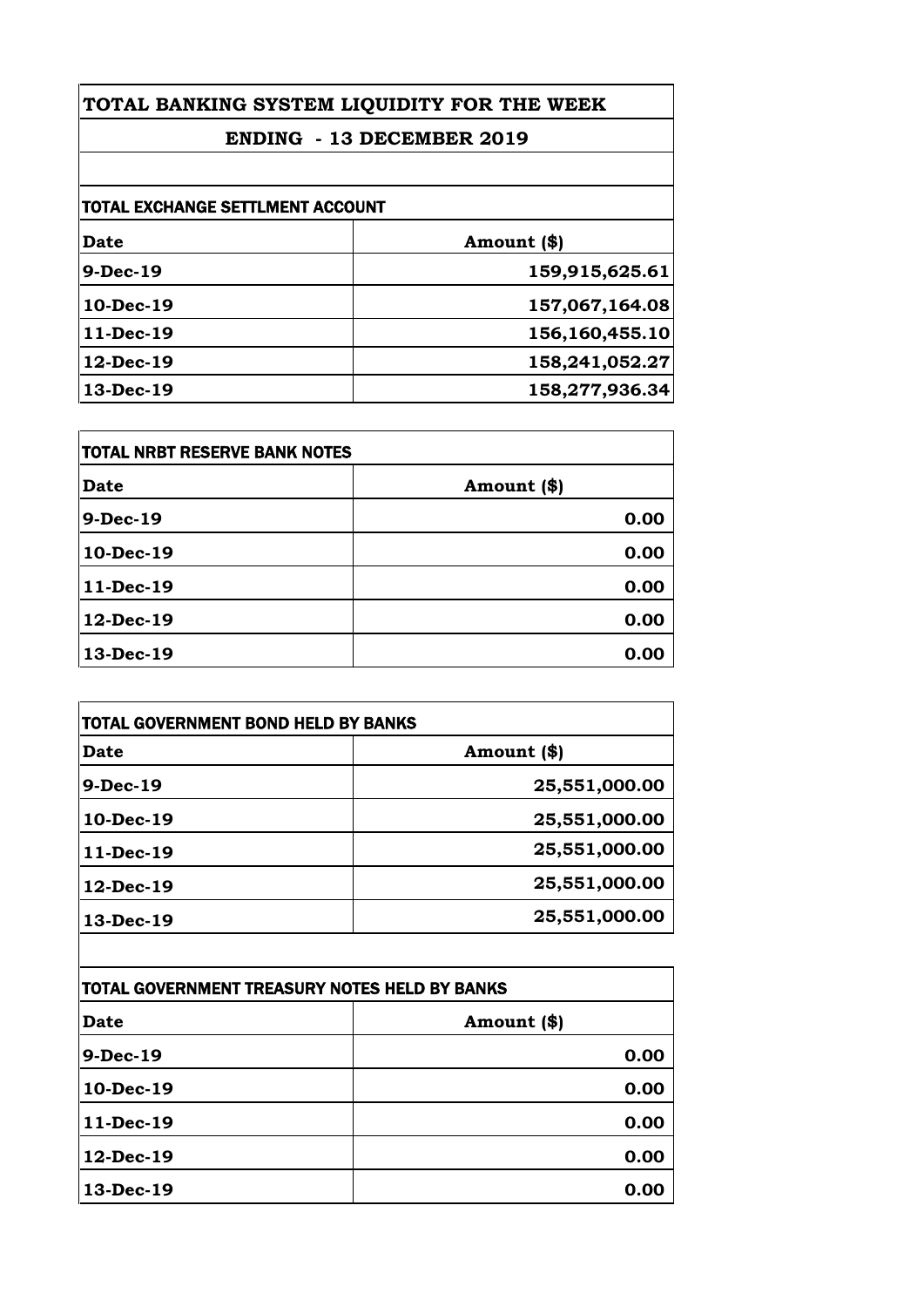# TOTAL BANKING SYSTEM LIQUIDITY FOR THE WEEK

## ENDING - 13 DECEMBER 2019

### TOTAL EXCHANGE SETTLMENT ACCOUNT

| Date | Amount ($) |
|---|---|
| 9-Dec-19 | 159,915,625.61 |
| 10-Dec-19 | 157,067,164.08 |
| 11-Dec-19 | 156,160,455.10 |
| 12-Dec-19 | 158,241,052.27 |
| 13-Dec-19 | 158,277,936.34 |

### TOTAL NRBT RESERVE BANK NOTES

| Date | Amount ($) |
|---|---|
| 9-Dec-19 | 0.00 |
| 10-Dec-19 | 0.00 |
| 11-Dec-19 | 0.00 |
| 12-Dec-19 | 0.00 |
| 13-Dec-19 | 0.00 |

### TOTAL GOVERNMENT BOND HELD BY BANKS

| Date | Amount ($) |
|---|---|
| 9-Dec-19 | 25,551,000.00 |
| 10-Dec-19 | 25,551,000.00 |
| 11-Dec-19 | 25,551,000.00 |
| 12-Dec-19 | 25,551,000.00 |
| 13-Dec-19 | 25,551,000.00 |

### TOTAL GOVERNMENT TREASURY NOTES HELD BY BANKS

| Date | Amount ($) |
|---|---|
| 9-Dec-19 | 0.00 |
| 10-Dec-19 | 0.00 |
| 11-Dec-19 | 0.00 |
| 12-Dec-19 | 0.00 |
| 13-Dec-19 | 0.00 |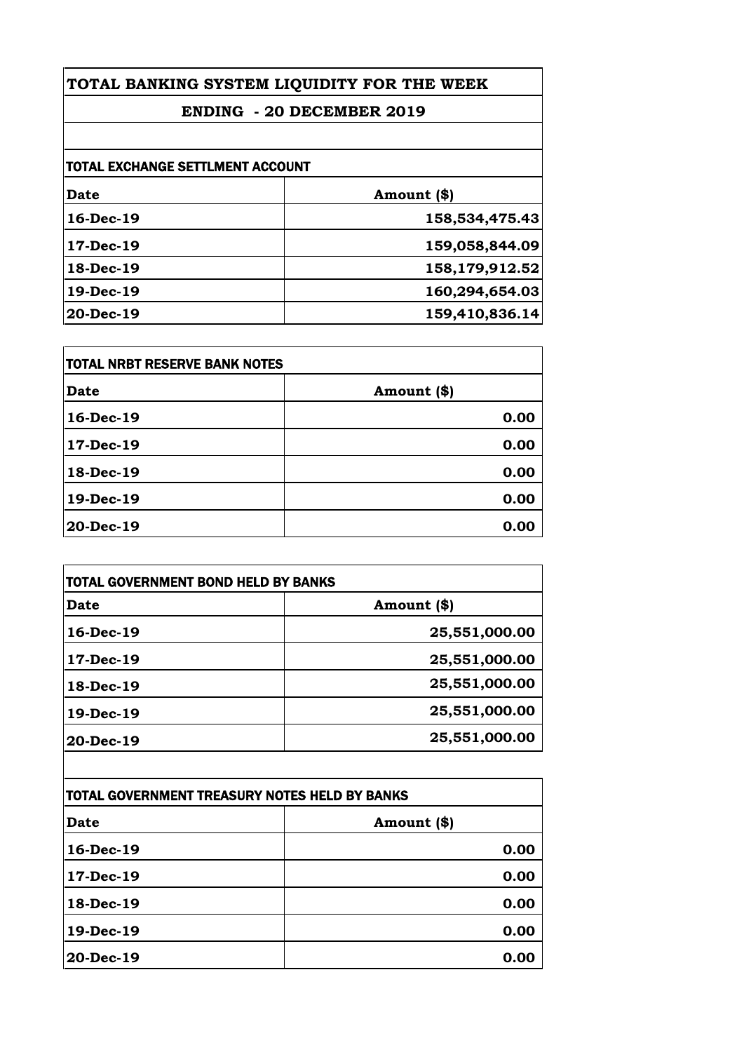# TOTAL BANKING SYSTEM LIQUIDITY FOR THE WEEK

## ENDING - 20 DECEMBER 2019

### TOTAL EXCHANGE SETTLMENT ACCOUNT

| Date | Amount ($) |
|---|---|
| 16-Dec-19 | 158,534,475.43 |
| 17-Dec-19 | 159,058,844.09 |
| 18-Dec-19 | 158,179,912.52 |
| 19-Dec-19 | 160,294,654.03 |
| 20-Dec-19 | 159,410,836.14 |

### TOTAL NRBT RESERVE BANK NOTES

| Date | Amount ($) |
|---|---|
| 16-Dec-19 | 0.00 |
| 17-Dec-19 | 0.00 |
| 18-Dec-19 | 0.00 |
| 19-Dec-19 | 0.00 |
| 20-Dec-19 | 0.00 |

### TOTAL GOVERNMENT BOND HELD BY BANKS

| Date | Amount ($) |
|---|---|
| 16-Dec-19 | 25,551,000.00 |
| 17-Dec-19 | 25,551,000.00 |
| 18-Dec-19 | 25,551,000.00 |
| 19-Dec-19 | 25,551,000.00 |
| 20-Dec-19 | 25,551,000.00 |

### TOTAL GOVERNMENT TREASURY NOTES HELD BY BANKS

| Date | Amount ($) |
|---|---|
| 16-Dec-19 | 0.00 |
| 17-Dec-19 | 0.00 |
| 18-Dec-19 | 0.00 |
| 19-Dec-19 | 0.00 |
| 20-Dec-19 | 0.00 |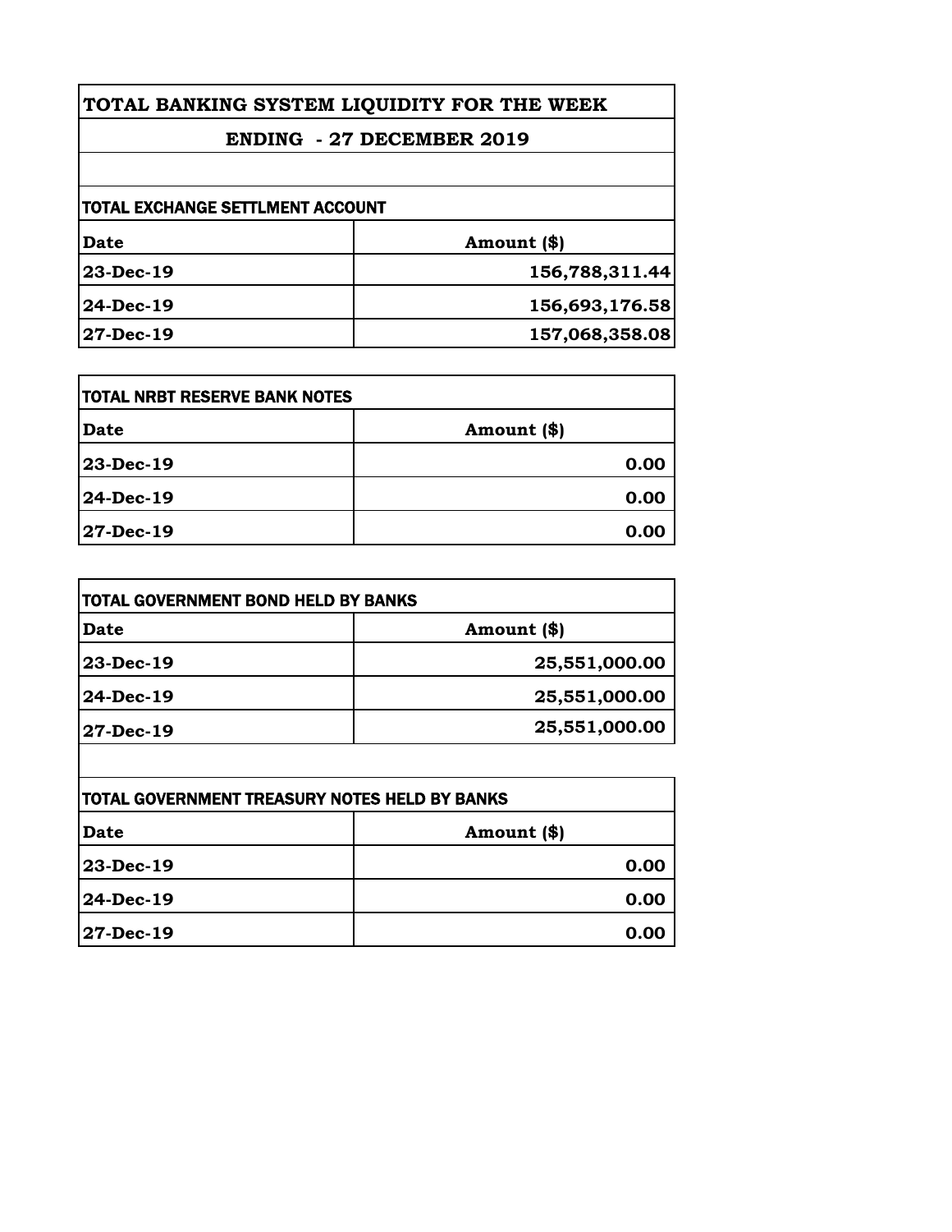# TOTAL BANKING SYSTEM LIQUIDITY FOR THE WEEK

## ENDING - 27 DECEMBER 2019

### TOTAL EXCHANGE SETTLMENT ACCOUNT

| Date | Amount ($) |
|---|---|
| 23-Dec-19 | 156,788,311.44 |
| 24-Dec-19 | 156,693,176.58 |
| 27-Dec-19 | 157,068,358.08 |

### TOTAL NRBT RESERVE BANK NOTES

| Date | Amount ($) |
|---|---|
| 23-Dec-19 | 0.00 |
| 24-Dec-19 | 0.00 |
| 27-Dec-19 | 0.00 |

### TOTAL GOVERNMENT BOND HELD BY BANKS

| Date | Amount ($) |
|---|---|
| 23-Dec-19 | 25,551,000.00 |
| 24-Dec-19 | 25,551,000.00 |
| 27-Dec-19 | 25,551,000.00 |

### TOTAL GOVERNMENT TREASURY NOTES HELD BY BANKS

| Date | Amount ($) |
|---|---|
| 23-Dec-19 | 0.00 |
| 24-Dec-19 | 0.00 |
| 27-Dec-19 | 0.00 |